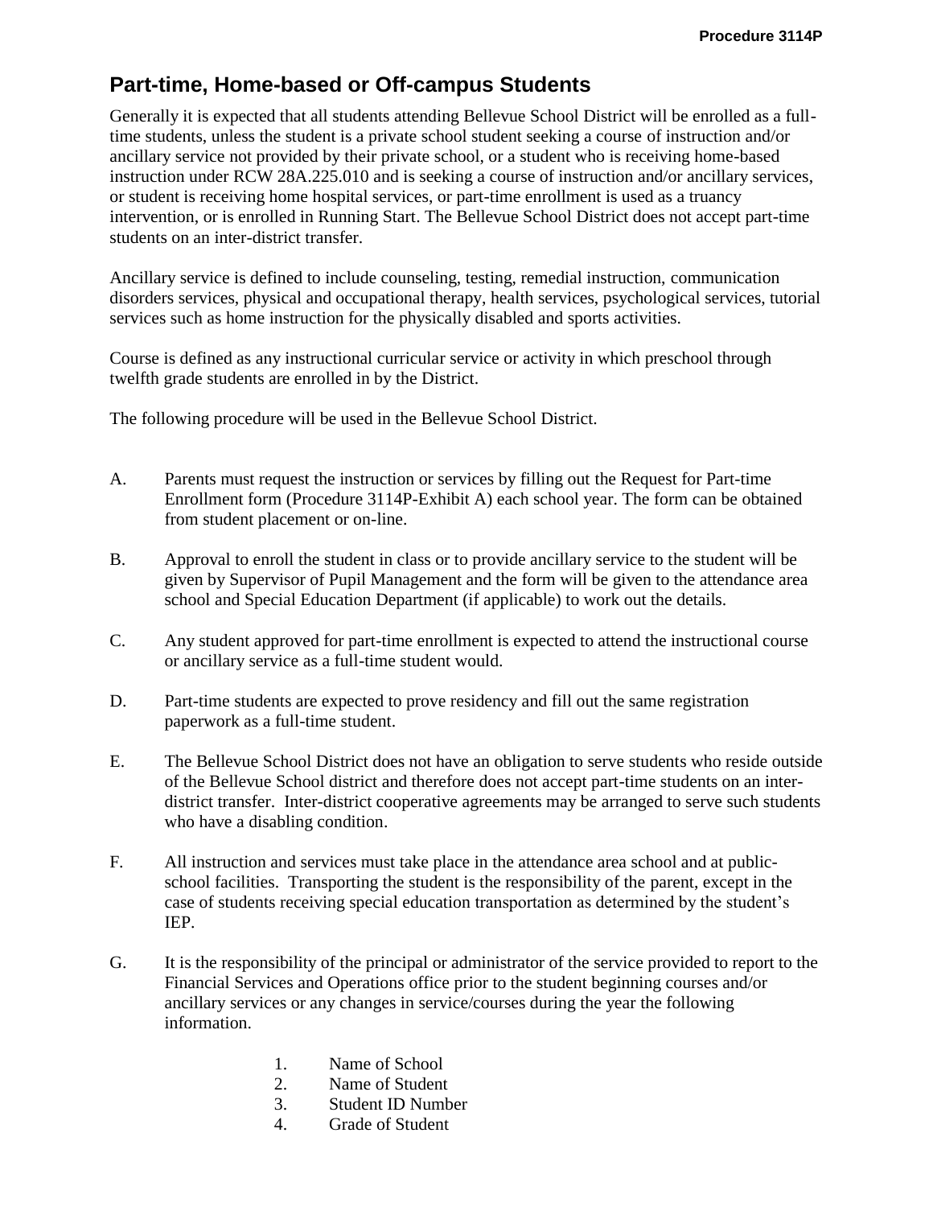# Part-time, Home-based or Off-campus Students

Generally it is expected that all students attending Bellevue School District will be enrolled as a full-time students, unless the student is a private school student seeking a course of instruction and/or ancillary service not provided by their private school, or a student who is receiving home-based instruction under RCW 28A.225.010 and is seeking a course of instruction and/or ancillary services, or student is receiving home hospital services, or part-time enrollment is used as a truancy intervention, or is enrolled in Running Start. The Bellevue School District does not accept part-time students on an inter-district transfer.

Ancillary service is defined to include counseling, testing, remedial instruction, communication disorders services, physical and occupational therapy, health services, psychological services, tutorial services such as home instruction for the physically disabled and sports activities.

Course is defined as any instructional curricular service or activity in which preschool through twelfth grade students are enrolled in by the District.

The following procedure will be used in the Bellevue School District.

A. Parents must request the instruction or services by filling out the Request for Part-time Enrollment form (Procedure 3114P-Exhibit A) each school year. The form can be obtained from student placement or on-line.

B. Approval to enroll the student in class or to provide ancillary service to the student will be given by Supervisor of Pupil Management and the form will be given to the attendance area school and Special Education Department (if applicable) to work out the details.

C. Any student approved for part-time enrollment is expected to attend the instructional course or ancillary service as a full-time student would.

D. Part-time students are expected to prove residency and fill out the same registration paperwork as a full-time student.

E. The Bellevue School District does not have an obligation to serve students who reside outside of the Bellevue School district and therefore does not accept part-time students on an inter-district transfer. Inter-district cooperative agreements may be arranged to serve such students who have a disabling condition.

F. All instruction and services must take place in the attendance area school and at public-school facilities. Transporting the student is the responsibility of the parent, except in the case of students receiving special education transportation as determined by the student's IEP.

G. It is the responsibility of the principal or administrator of the service provided to report to the Financial Services and Operations office prior to the student beginning courses and/or ancillary services or any changes in service/courses during the year the following information.

    1. Name of School
    2. Name of Student
    3. Student ID Number
    4. Grade of Student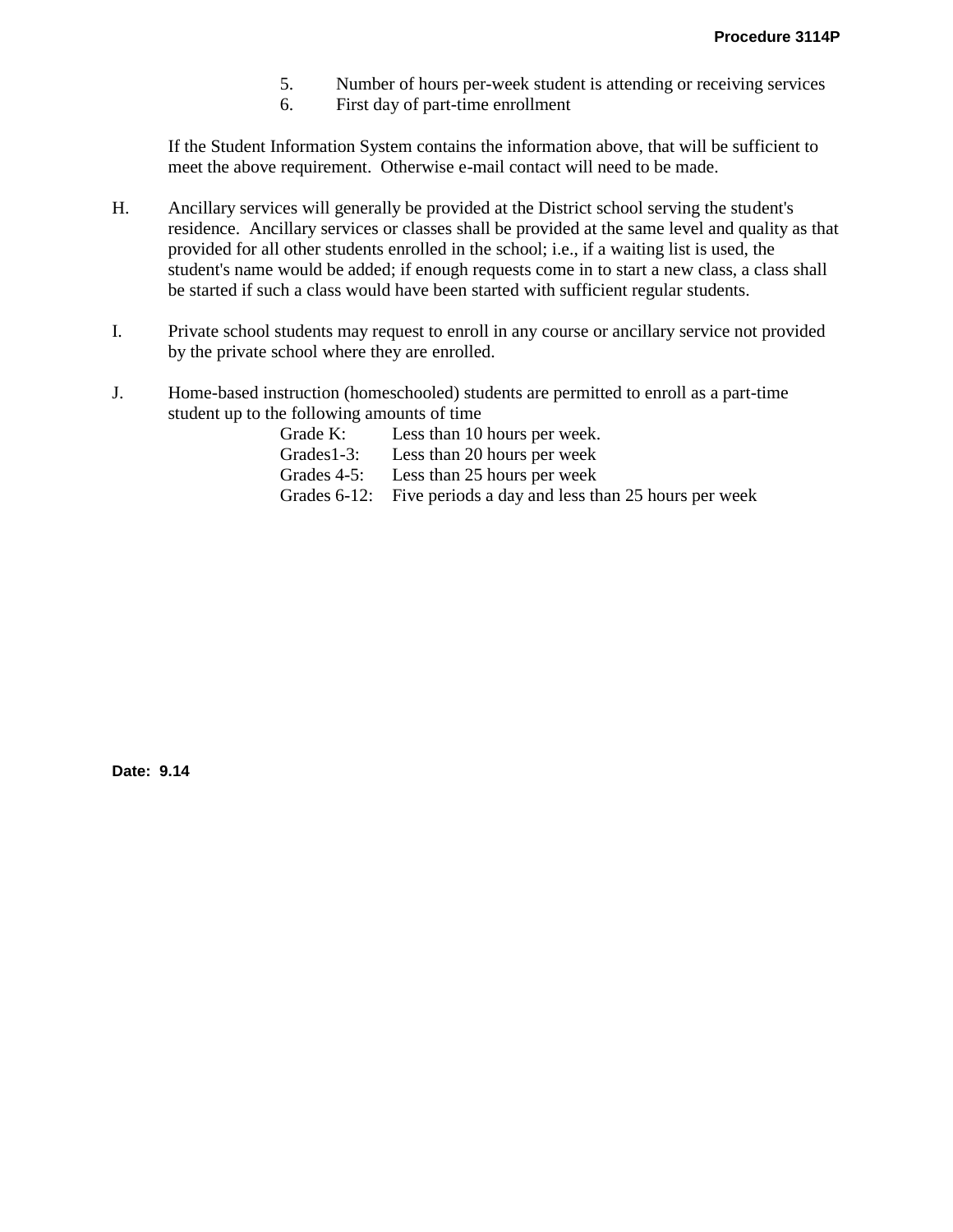5. Number of hours per-week student is attending or receiving services
6. First day of part-time enrollment

If the Student Information System contains the information above, that will be sufficient to meet the above requirement. Otherwise e-mail contact will need to be made.

H. Ancillary services will generally be provided at the District school serving the student's residence. Ancillary services or classes shall be provided at the same level and quality as that provided for all other students enrolled in the school; i.e., if a waiting list is used, the student's name would be added; if enough requests come in to start a new class, a class shall be started if such a class would have been started with sufficient regular students.

I. Private school students may request to enroll in any course or ancillary service not provided by the private school where they are enrolled.

J. Home-based instruction (homeschooled) students are permitted to enroll as a part-time student up to the following amounts of time

| | |
|---|---|
| Grade K: | Less than 10 hours per week. |
| Grades1-3: | Less than 20 hours per week |
| Grades 4-5: | Less than 25 hours per week |
| Grades 6-12: | Five periods a day and less than 25 hours per week |

**Date: 9.14**